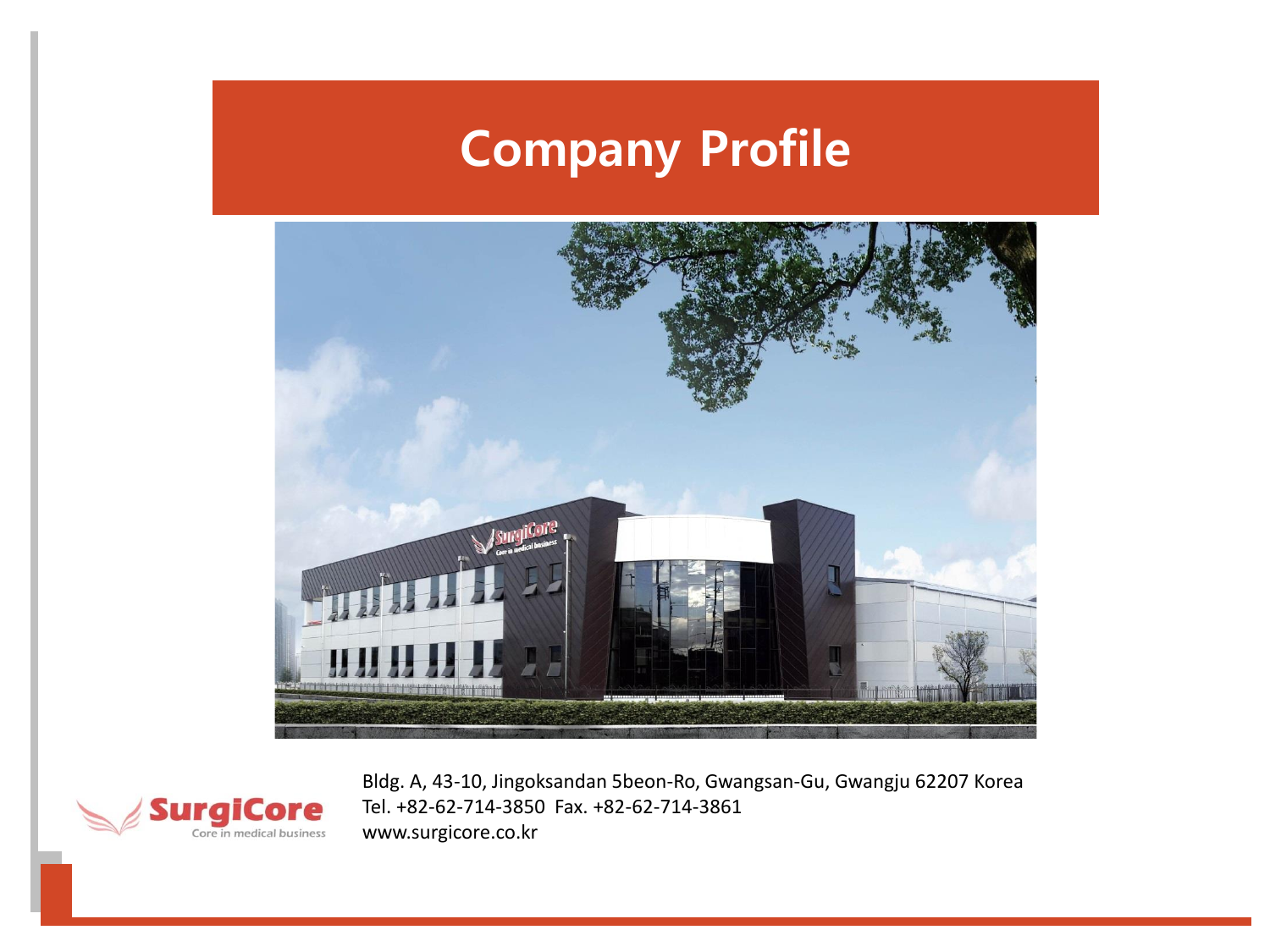# Company Profile

SurgiCore
Core in medical business

Bldg. A, 43-10, Jingoksandan 5beon-Ro, Gwangsan-Gu, Gwangju 62207 Korea
Tel. +82-62-714-3850 Fax. +82-62-714-3861
www.surgicore.co.kr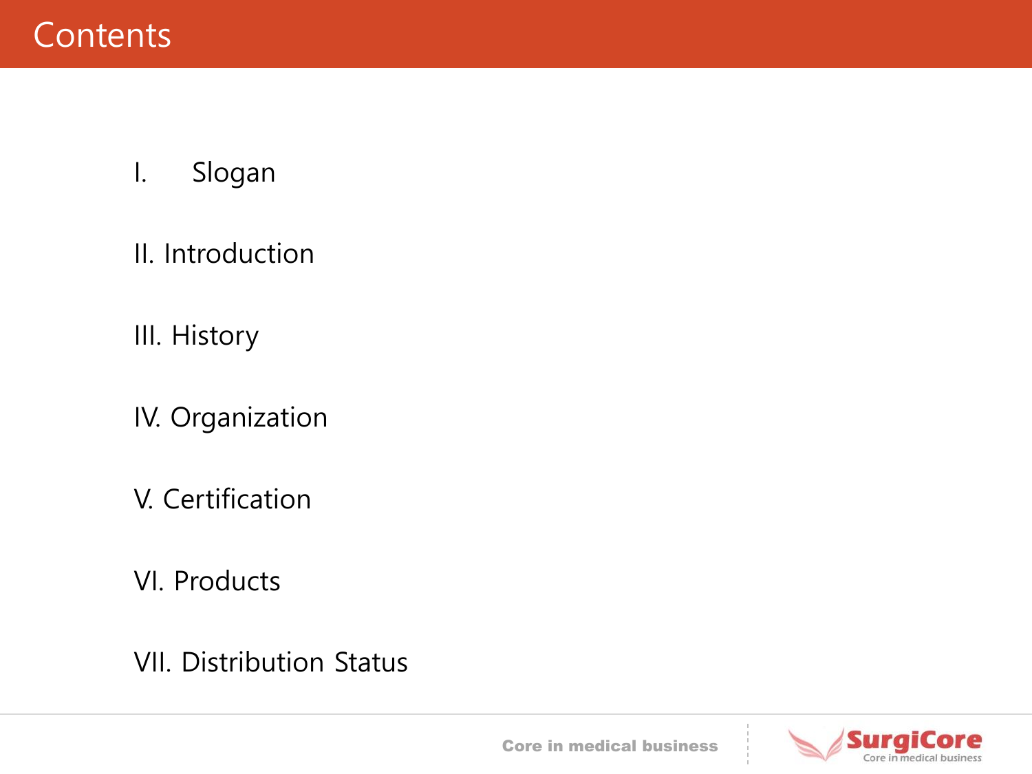# Contents

I. Slogan

II. Introduction

III. History

IV. Organization

V. Certification

VI. Products

VII. Distribution Status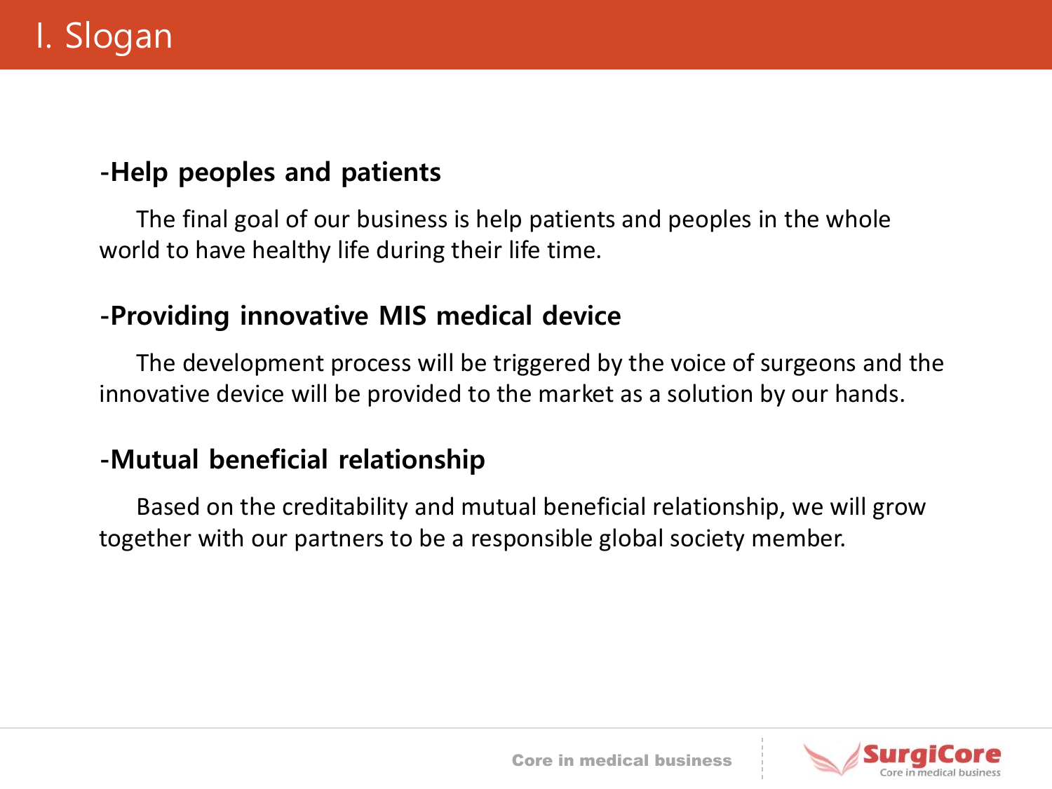# I. Slogan

**-Help peoples and patients**

The final goal of our business is help patients and peoples in the whole world to have healthy life during their life time.

**-Providing innovative MIS medical device**

The development process will be triggered by the voice of surgeons and the innovative device will be provided to the market as a solution by our hands.

**-Mutual beneficial relationship**

Based on the creditability and mutual beneficial relationship, we will grow together with our partners to be a responsible global society member.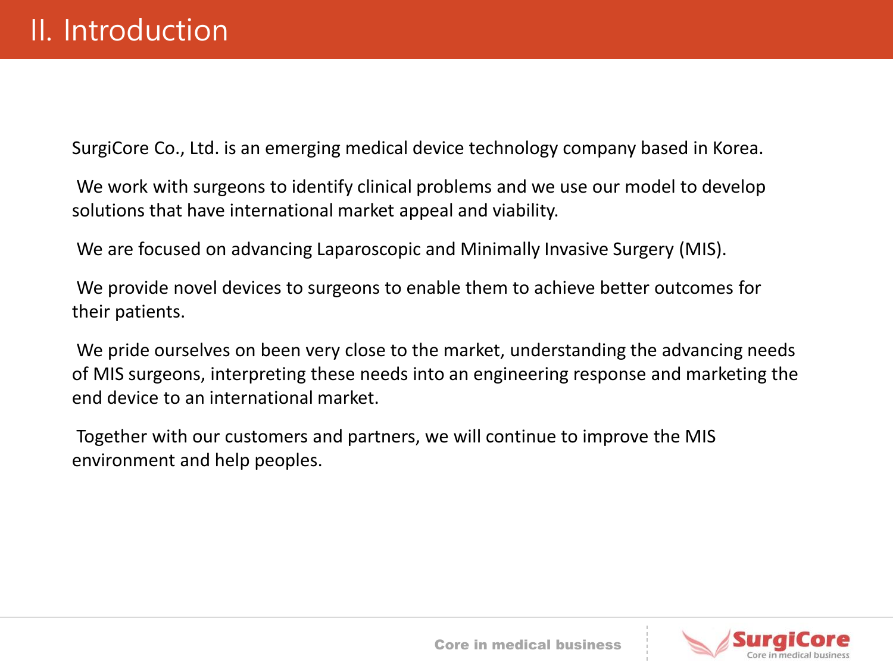# II. Introduction

SurgiCore Co., Ltd. is an emerging medical device technology company based in Korea.

We work with surgeons to identify clinical problems and we use our model to develop solutions that have international market appeal and viability.

We are focused on advancing Laparoscopic and Minimally Invasive Surgery (MIS).

We provide novel devices to surgeons to enable them to achieve better outcomes for their patients.

We pride ourselves on been very close to the market, understanding the advancing needs of MIS surgeons, interpreting these needs into an engineering response and marketing the end device to an international market.

Together with our customers and partners, we will continue to improve the MIS environment and help peoples.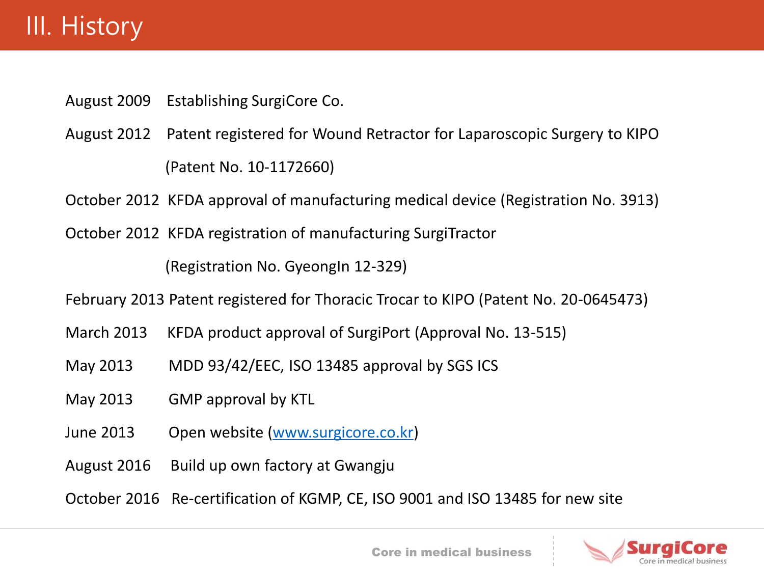# III. History

| | |
|---|---|
| August 2009 | Establishing SurgiCore Co. |
| August 2012 | Patent registered for Wound Retractor for Laparoscopic Surgery to KIPO (Patent No. 10-1172660) |
| October 2012 | KFDA approval of manufacturing medical device (Registration No. 3913) |
| October 2012 | KFDA registration of manufacturing SurgiTractor (Registration No. GyeongIn 12-329) |
| February 2013 | Patent registered for Thoracic Trocar to KIPO (Patent No. 20-0645473) |
| March 2013 | KFDA product approval of SurgiPort (Approval No. 13-515) |
| May 2013 | MDD 93/42/EEC, ISO 13485 approval by SGS ICS |
| May 2013 | GMP approval by KTL |
| June 2013 | Open website (www.surgicore.co.kr) |
| August 2016 | Build up own factory at Gwangju |
| October 2016 | Re-certification of KGMP, CE, ISO 9001 and ISO 13485 for new site |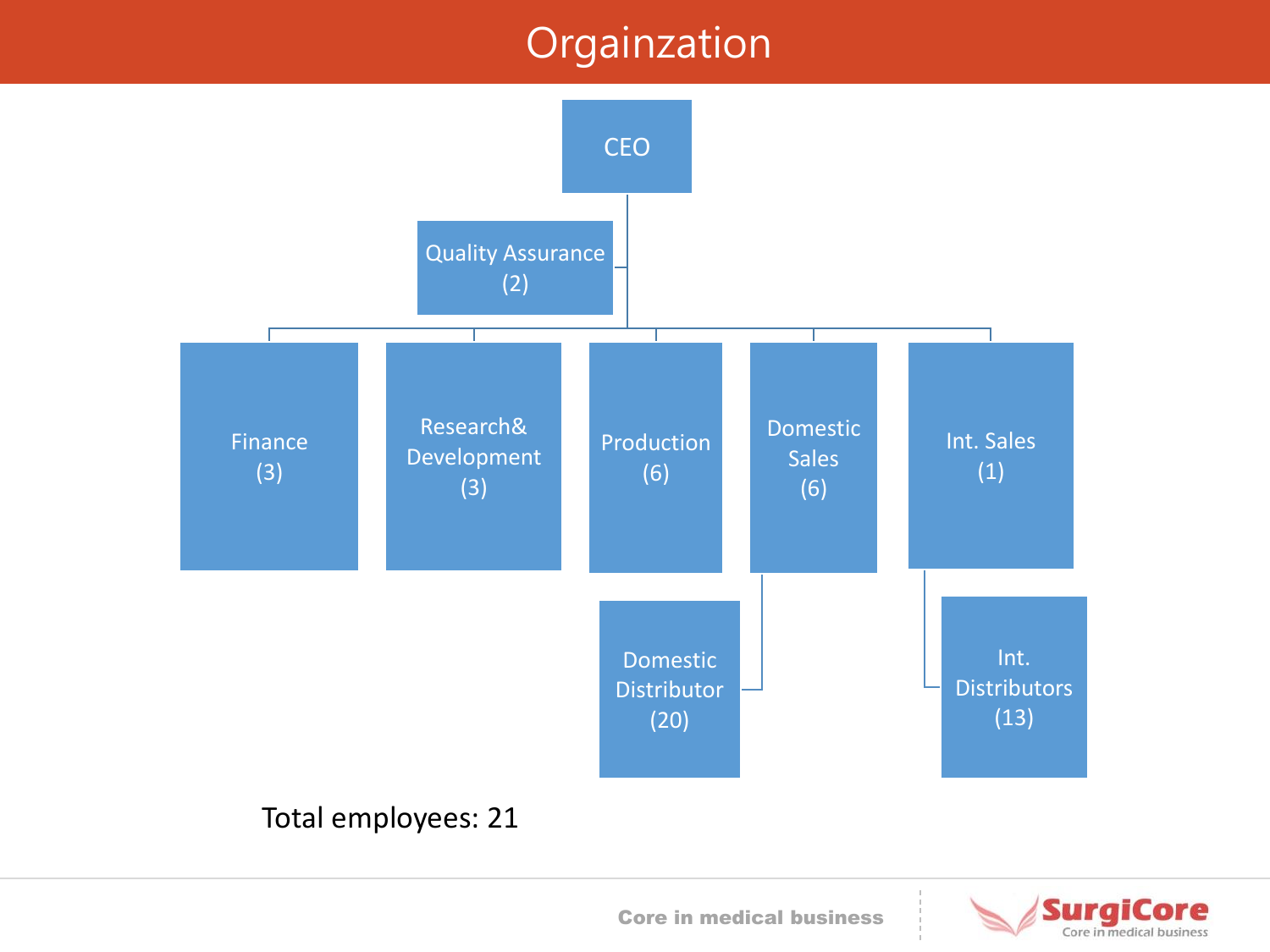# Orgainzation

- CEO
  - Quality Assurance (2)
  - Finance (3)
  - Research& Development (3)
  - Production (6)
  - Domestic Sales (6)
    - Domestic Distributor (20)
  - Int. Sales (1)
    - Int. Distributors (13)

Total employees: 21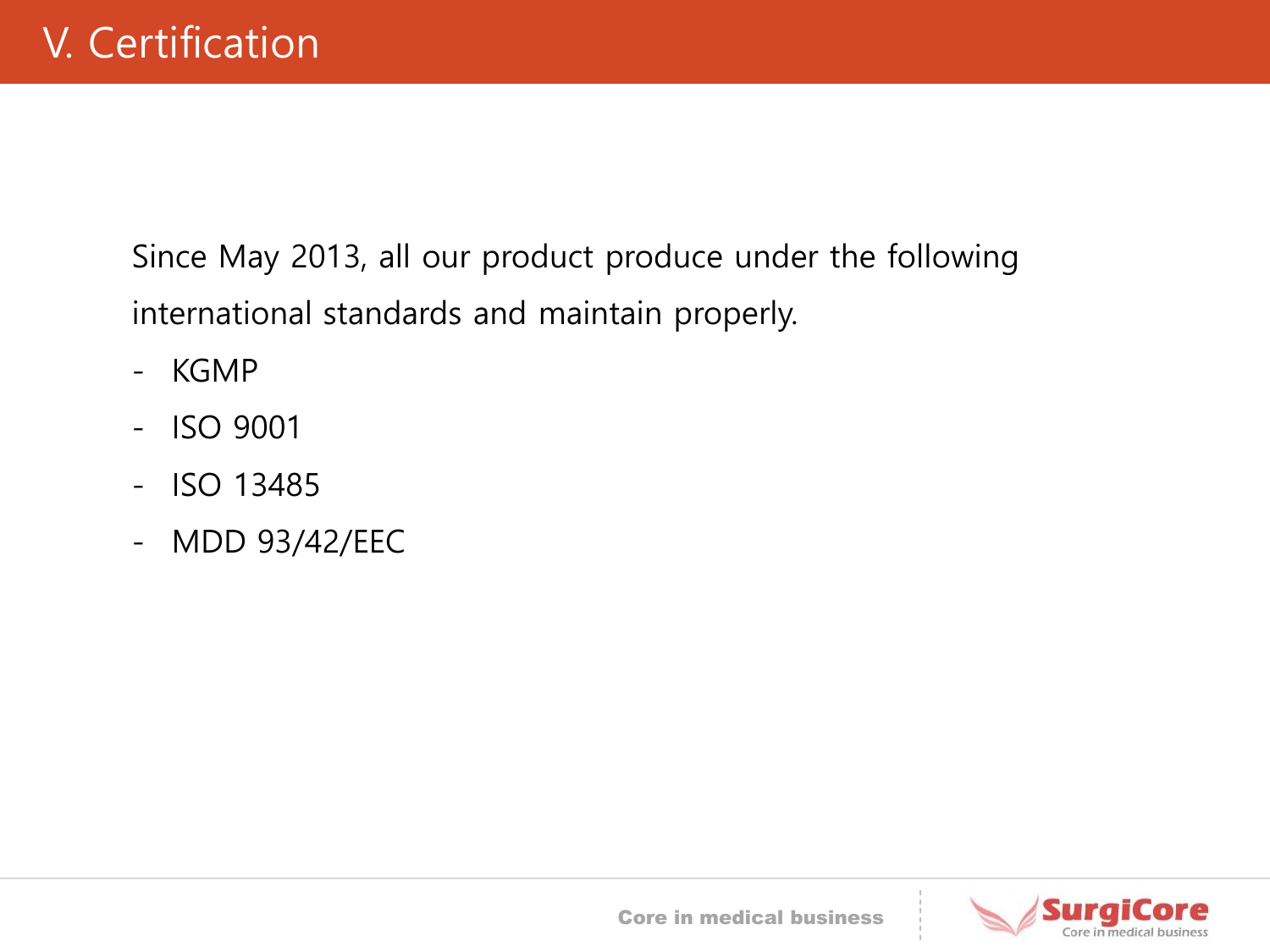# V. Certification

Since May 2013, all our product produce under the following international standards and maintain properly.

- KGMP
- ISO 9001
- ISO 13485
- MDD 93/42/EEC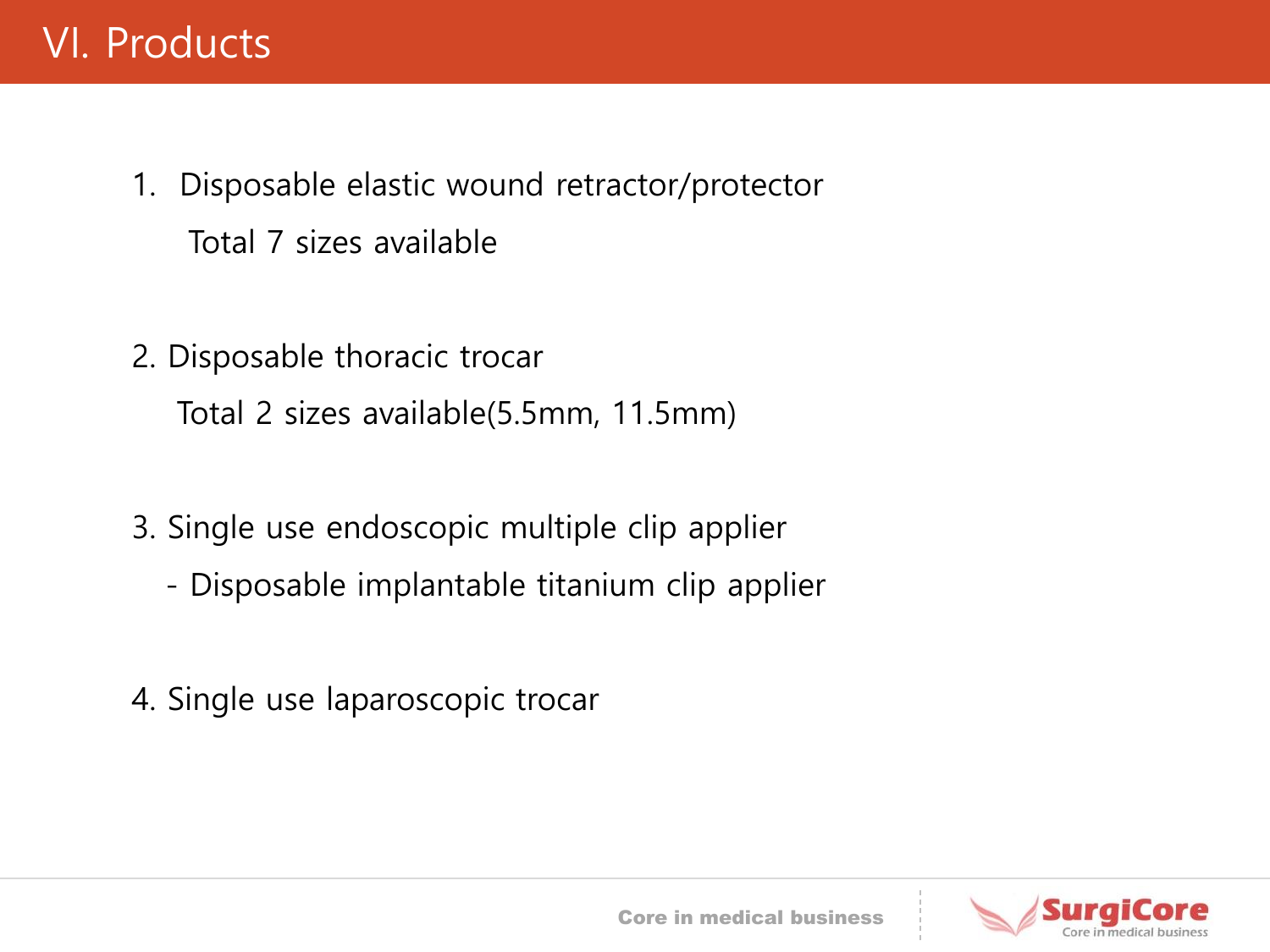# VI. Products

1. Disposable elastic wound retractor/protector

   Total 7 sizes available

2. Disposable thoracic trocar

   Total 2 sizes available(5.5mm, 11.5mm)

3. Single use endoscopic multiple clip applier

   - Disposable implantable titanium clip applier

4. Single use laparoscopic trocar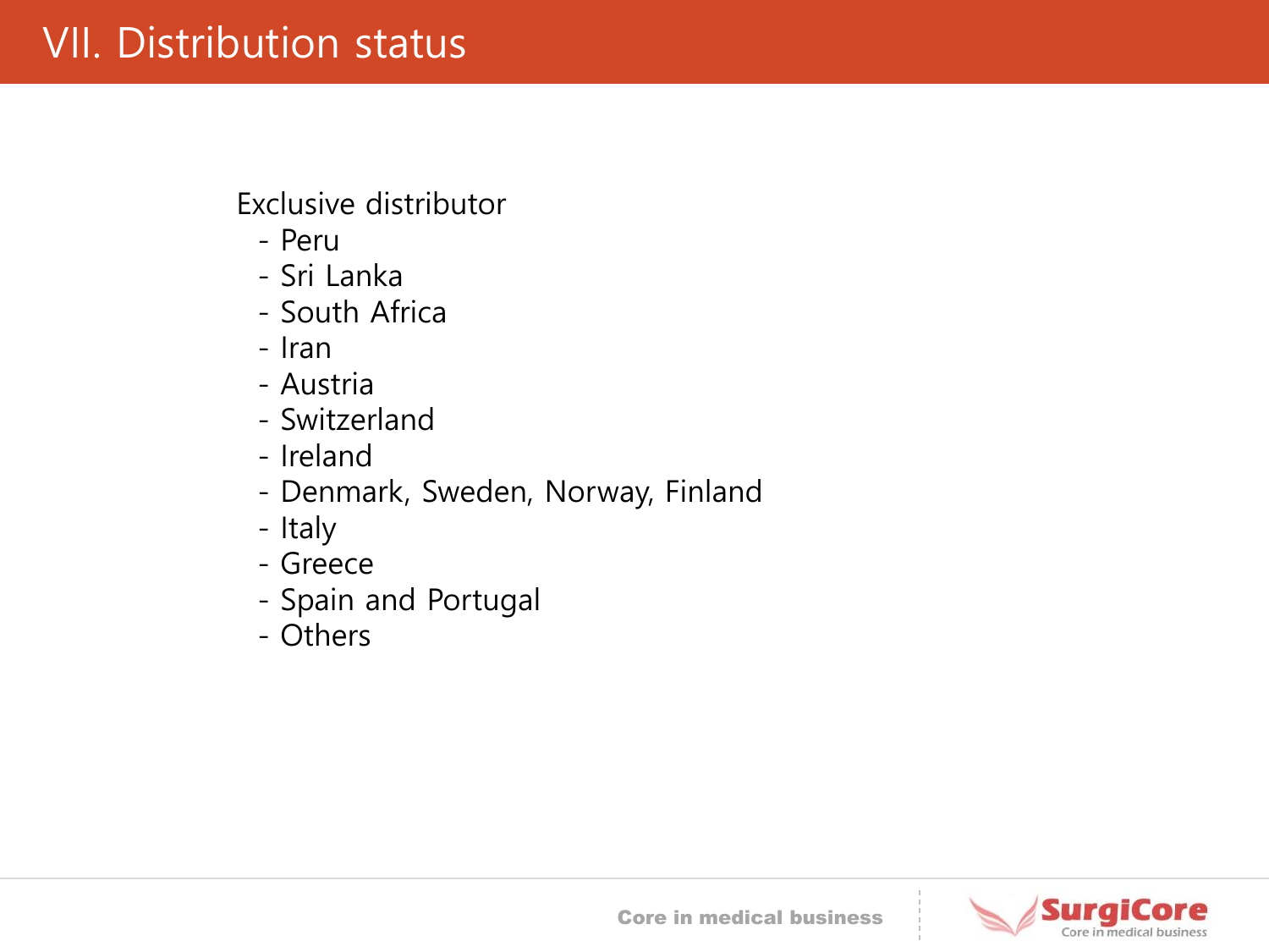# VII. Distribution status

Exclusive distributor

- Peru
- Sri Lanka
- South Africa
- Iran
- Austria
- Switzerland
- Ireland
- Denmark, Sweden, Norway, Finland
- Italy
- Greece
- Spain and Portugal
- Others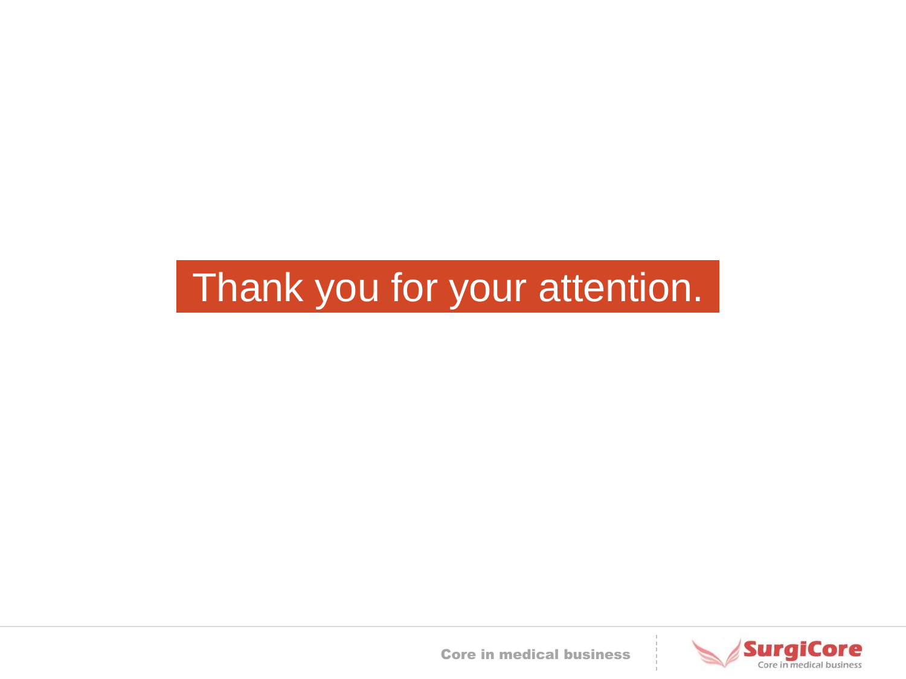Thank you for your attention.